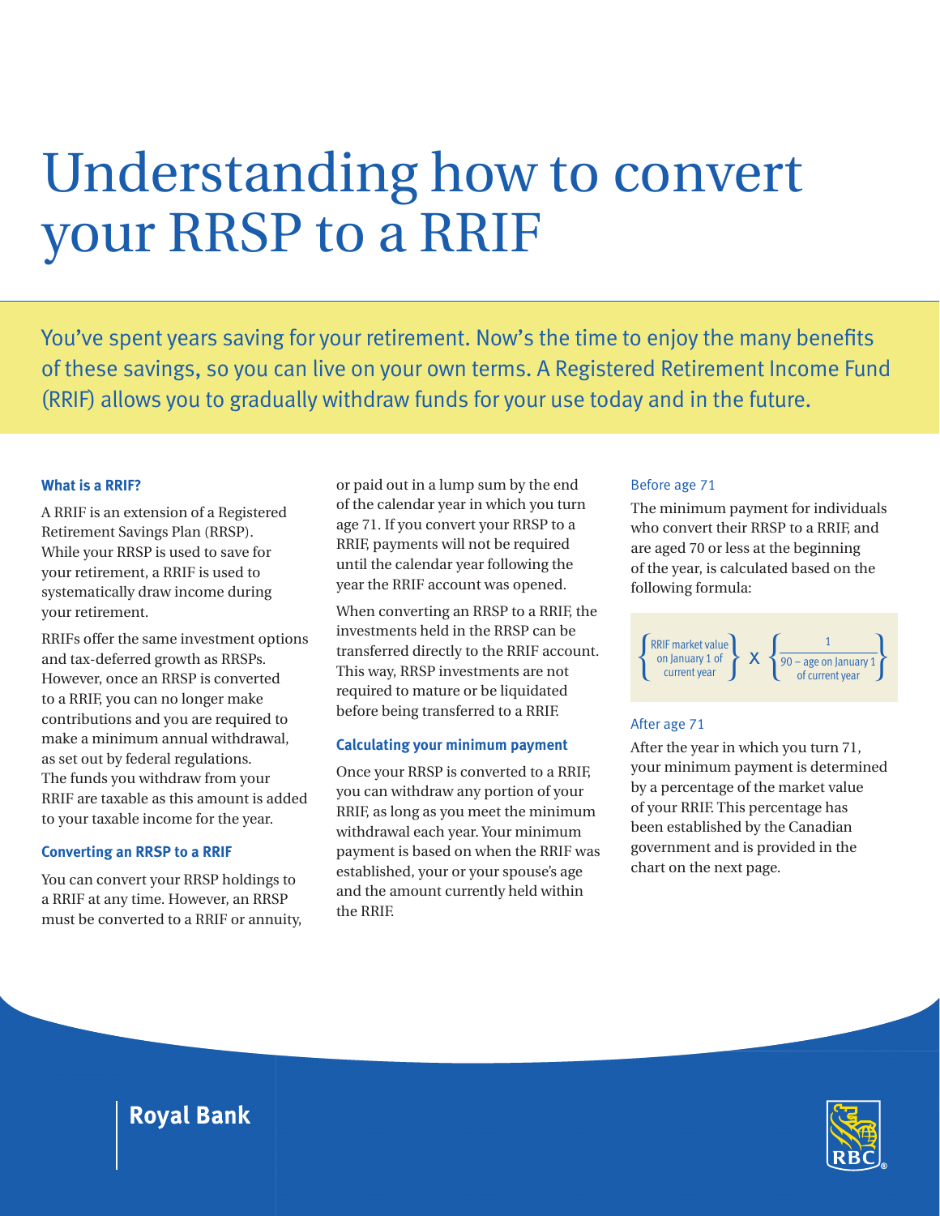# Understanding how to convert your RRSP to a RRIF

You've spent years saving for your retirement. Now's the time to enjoy the many benefits of these savings, so you can live on your own terms. A Registered Retirement Income Fund (RRIF) allows you to gradually withdraw funds for your use today and in the future.

### What is a RRIF?

A RRIF is an extension of a Registered Retirement Savings Plan (RRSP). While your RRSP is used to save for your retirement, a RRIF is used to systematically draw income during your retirement.

RRIFs offer the same investment options and tax-deferred growth as RRSPs. However, once an RRSP is converted to a RRIF, you can no longer make contributions and you are required to make a minimum annual withdrawal, as set out by federal regulations. The funds you withdraw from your RRIF are taxable as this amount is added to your taxable income for the year.

### Converting an RRSP to a RRIF

You can convert your RRSP holdings to a RRIF at any time. However, an RRSP must be converted to a RRIF or annuity, or paid out in a lump sum by the end of the calendar year in which you turn age 71. If you convert your RRSP to a RRIF, payments will not be required until the calendar year following the year the RRIF account was opened.

When converting an RRSP to a RRIF, the investments held in the RRSP can be transferred directly to the RRIF account. This way, RRSP investments are not required to mature or be liquidated before being transferred to a RRIF.

### Calculating your minimum payment

Once your RRSP is converted to a RRIF, you can withdraw any portion of your RRIF, as long as you meet the minimum withdrawal each year. Your minimum payment is based on when the RRIF was established, your or your spouse's age and the amount currently held within the RRIF.

#### Before age 71

The minimum payment for individuals who convert their RRSP to a RRIF, and are aged 70 or less at the beginning of the year, is calculated based on the following formula:

$$\left\{\text{RRIF market value on January 1 of current year}\right\} \times \left\{\frac{1}{90 - \text{age on January 1 of current year}}\right\}$$

#### After age 71

After the year in which you turn 71, your minimum payment is determined by a percentage of the market value of your RRIF. This percentage has been established by the Canadian government and is provided in the chart on the next page.

Royal Bank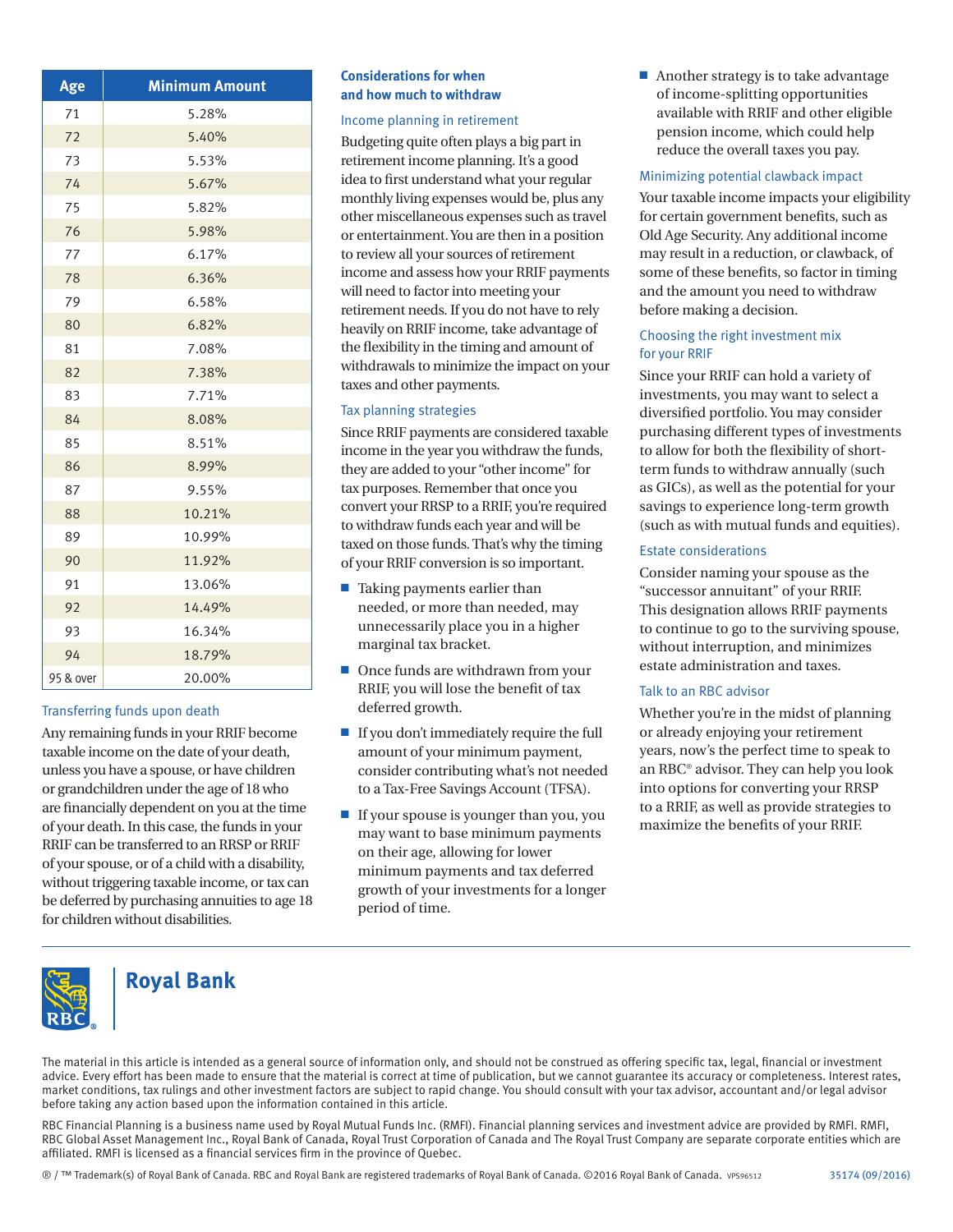| Age | Minimum Amount |
|---|---|
| 71 | 5.28% |
| 72 | 5.40% |
| 73 | 5.53% |
| 74 | 5.67% |
| 75 | 5.82% |
| 76 | 5.98% |
| 77 | 6.17% |
| 78 | 6.36% |
| 79 | 6.58% |
| 80 | 6.82% |
| 81 | 7.08% |
| 82 | 7.38% |
| 83 | 7.71% |
| 84 | 8.08% |
| 85 | 8.51% |
| 86 | 8.99% |
| 87 | 9.55% |
| 88 | 10.21% |
| 89 | 10.99% |
| 90 | 11.92% |
| 91 | 13.06% |
| 92 | 14.49% |
| 93 | 16.34% |
| 94 | 18.79% |
| 95 & over | 20.00% |

### Transferring funds upon death

Any remaining funds in your RRIF become taxable income on the date of your death, unless you have a spouse, or have children or grandchildren under the age of 18 who are financially dependent on you at the time of your death. In this case, the funds in your RRIF can be transferred to an RRSP or RRIF of your spouse, or of a child with a disability, without triggering taxable income, or tax can be deferred by purchasing annuities to age 18 for children without disabilities.

## Considerations for when and how much to withdraw

### Income planning in retirement

Budgeting quite often plays a big part in retirement income planning. It's a good idea to first understand what your regular monthly living expenses would be, plus any other miscellaneous expenses such as travel or entertainment. You are then in a position to review all your sources of retirement income and assess how your RRIF payments will need to factor into meeting your retirement needs. If you do not have to rely heavily on RRIF income, take advantage of the flexibility in the timing and amount of withdrawals to minimize the impact on your taxes and other payments.

### Tax planning strategies

Since RRIF payments are considered taxable income in the year you withdraw the funds, they are added to your "other income" for tax purposes. Remember that once you convert your RRSP to a RRIF, you're required to withdraw funds each year and will be taxed on those funds. That's why the timing of your RRIF conversion is so important.

- Taking payments earlier than needed, or more than needed, may unnecessarily place you in a higher marginal tax bracket.
- Once funds are withdrawn from your RRIF, you will lose the benefit of tax deferred growth.
- If you don't immediately require the full amount of your minimum payment, consider contributing what's not needed to a Tax-Free Savings Account (TFSA).
- If your spouse is younger than you, you may want to base minimum payments on their age, allowing for lower minimum payments and tax deferred growth of your investments for a longer period of time.
- Another strategy is to take advantage of income-splitting opportunities available with RRIF and other eligible pension income, which could help reduce the overall taxes you pay.

### Minimizing potential clawback impact

Your taxable income impacts your eligibility for certain government benefits, such as Old Age Security. Any additional income may result in a reduction, or clawback, of some of these benefits, so factor in timing and the amount you need to withdraw before making a decision.

### Choosing the right investment mix for your RRIF

Since your RRIF can hold a variety of investments, you may want to select a diversified portfolio. You may consider purchasing different types of investments to allow for both the flexibility of short-term funds to withdraw annually (such as GICs), as well as the potential for your savings to experience long-term growth (such as with mutual funds and equities).

### Estate considerations

Consider naming your spouse as the "successor annuitant" of your RRIF. This designation allows RRIF payments to continue to go to the surviving spouse, without interruption, and minimizes estate administration and taxes.

### Talk to an RBC advisor

Whether you're in the midst of planning or already enjoying your retirement years, now's the perfect time to speak to an RBC® advisor. They can help you look into options for converting your RRSP to a RRIF, as well as provide strategies to maximize the benefits of your RRIF.

**Royal Bank**

The material in this article is intended as a general source of information only, and should not be construed as offering specific tax, legal, financial or investment advice. Every effort has been made to ensure that the material is correct at time of publication, but we cannot guarantee its accuracy or completeness. Interest rates, market conditions, tax rulings and other investment factors are subject to rapid change. You should consult with your tax advisor, accountant and/or legal advisor before taking any action based upon the information contained in this article.

RBC Financial Planning is a business name used by Royal Mutual Funds Inc. (RMFI). Financial planning services and investment advice are provided by RMFI. RMFI, RBC Global Asset Management Inc., Royal Bank of Canada, Royal Trust Corporation of Canada and The Royal Trust Company are separate corporate entities which are affiliated. RMFI is licensed as a financial services firm in the province of Quebec.

® / ™ Trademark(s) of Royal Bank of Canada. RBC and Royal Bank are registered trademarks of Royal Bank of Canada. ©2016 Royal Bank of Canada. VPS96512 35174 (09/2016)